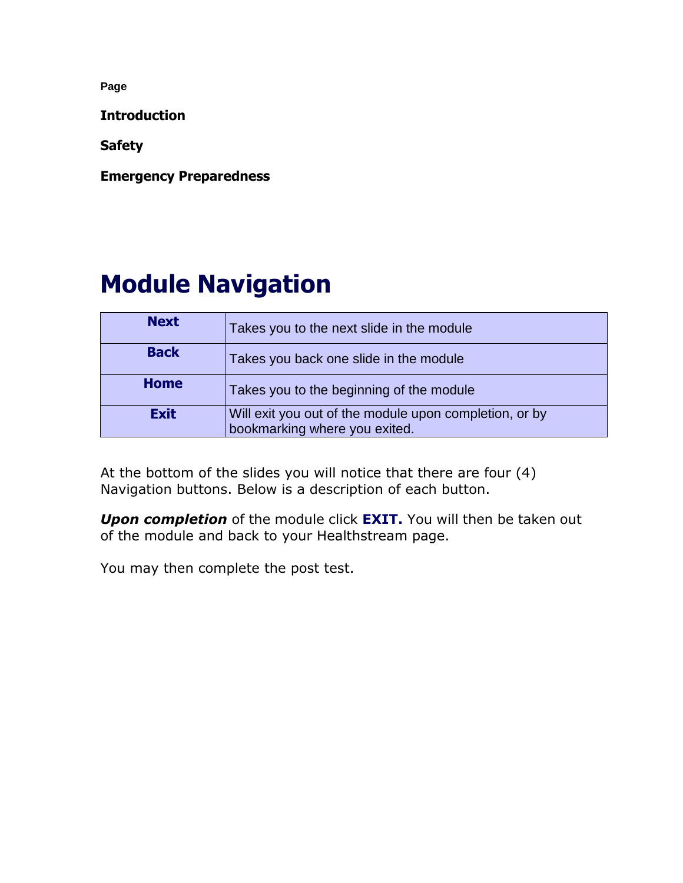**Page**

**Introduction**

**Safety**

**Emergency Preparedness**

# Module Navigation

| **Next** | Takes you to the next slide in the module |
| --- | --- |
| **Back** | Takes you back one slide in the module |
| **Home** | Takes you to the beginning of the module |
| **Exit** | Will exit you out of the module upon completion, or by bookmarking where you exited. |

At the bottom of the slides you will notice that there are four (4) Navigation buttons. Below is a description of each button.

***Upon completion*** of the module click **EXIT.** You will then be taken out of the module and back to your Healthstream page.

You may then complete the post test.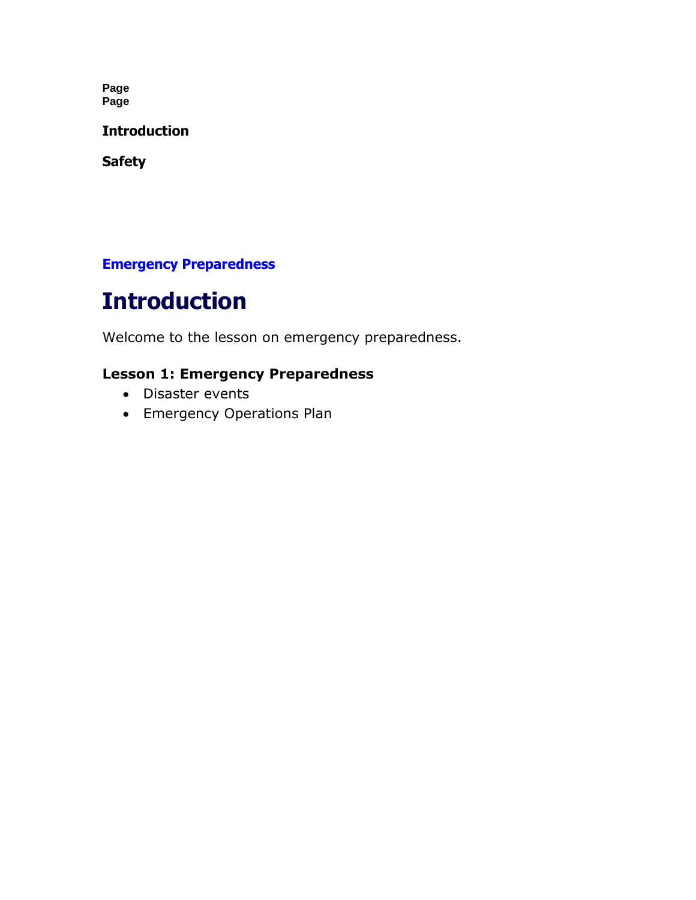**Page**
**Page**

**Introduction**

**Safety**

**Emergency Preparedness**

# Introduction

Welcome to the lesson on emergency preparedness.

### Lesson 1: Emergency Preparedness

- Disaster events
- Emergency Operations Plan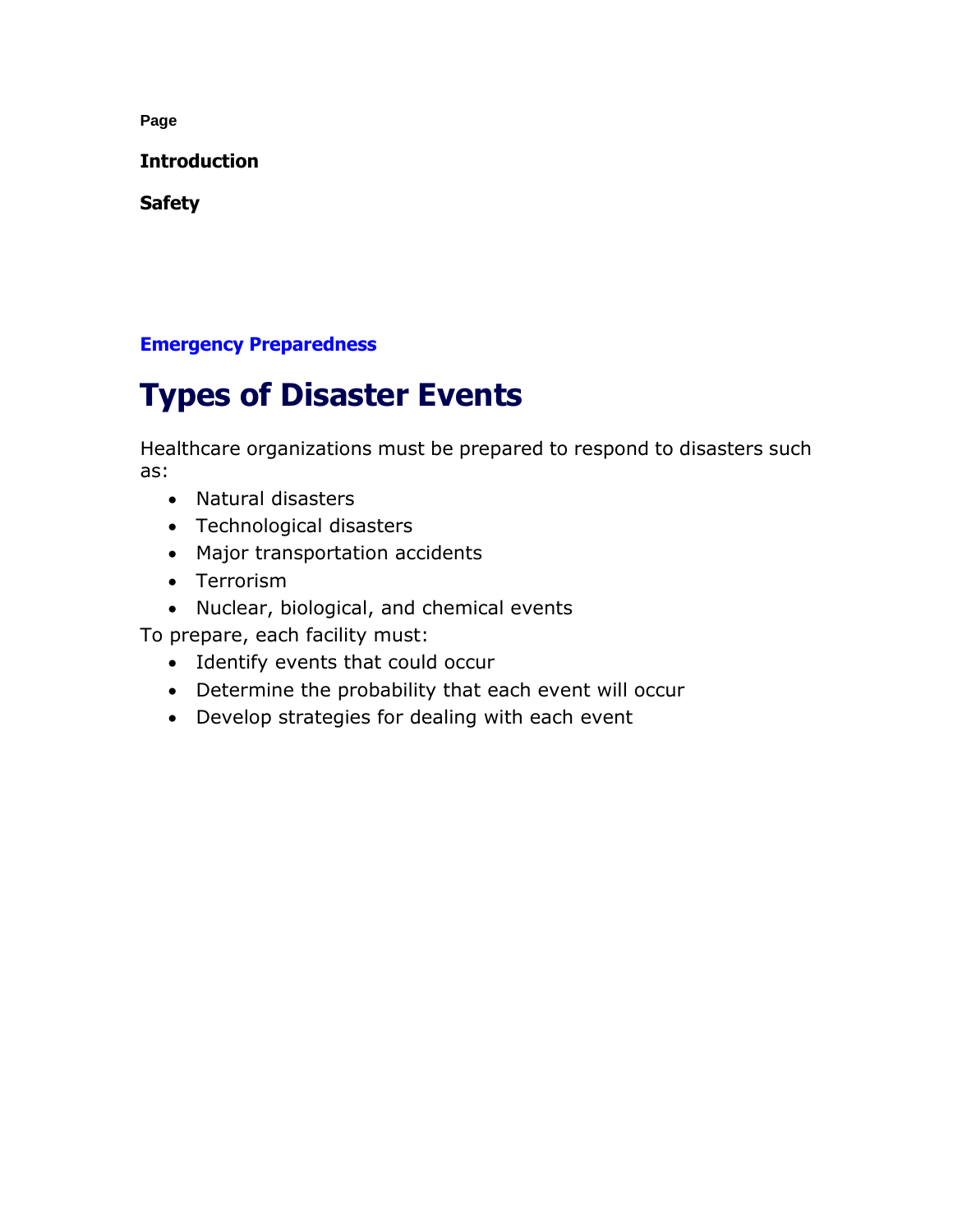**Page**

**Introduction**

**Safety**

**Emergency Preparedness**

# Types of Disaster Events

Healthcare organizations must be prepared to respond to disasters such as:

- Natural disasters
- Technological disasters
- Major transportation accidents
- Terrorism
- Nuclear, biological, and chemical events

To prepare, each facility must:

- Identify events that could occur
- Determine the probability that each event will occur
- Develop strategies for dealing with each event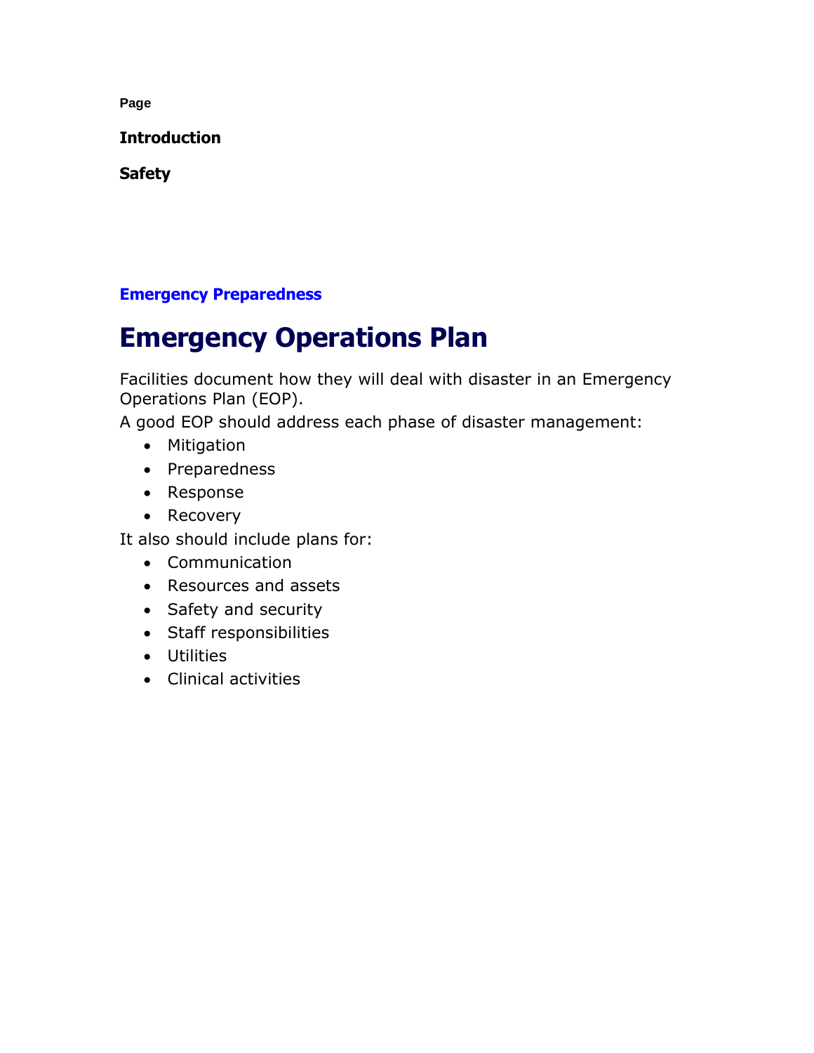**Page**

**Introduction**

**Safety**

**Emergency Preparedness**

# Emergency Operations Plan

Facilities document how they will deal with disaster in an Emergency Operations Plan (EOP).

A good EOP should address each phase of disaster management:

- Mitigation
- Preparedness
- Response
- Recovery

It also should include plans for:

- Communication
- Resources and assets
- Safety and security
- Staff responsibilities
- Utilities
- Clinical activities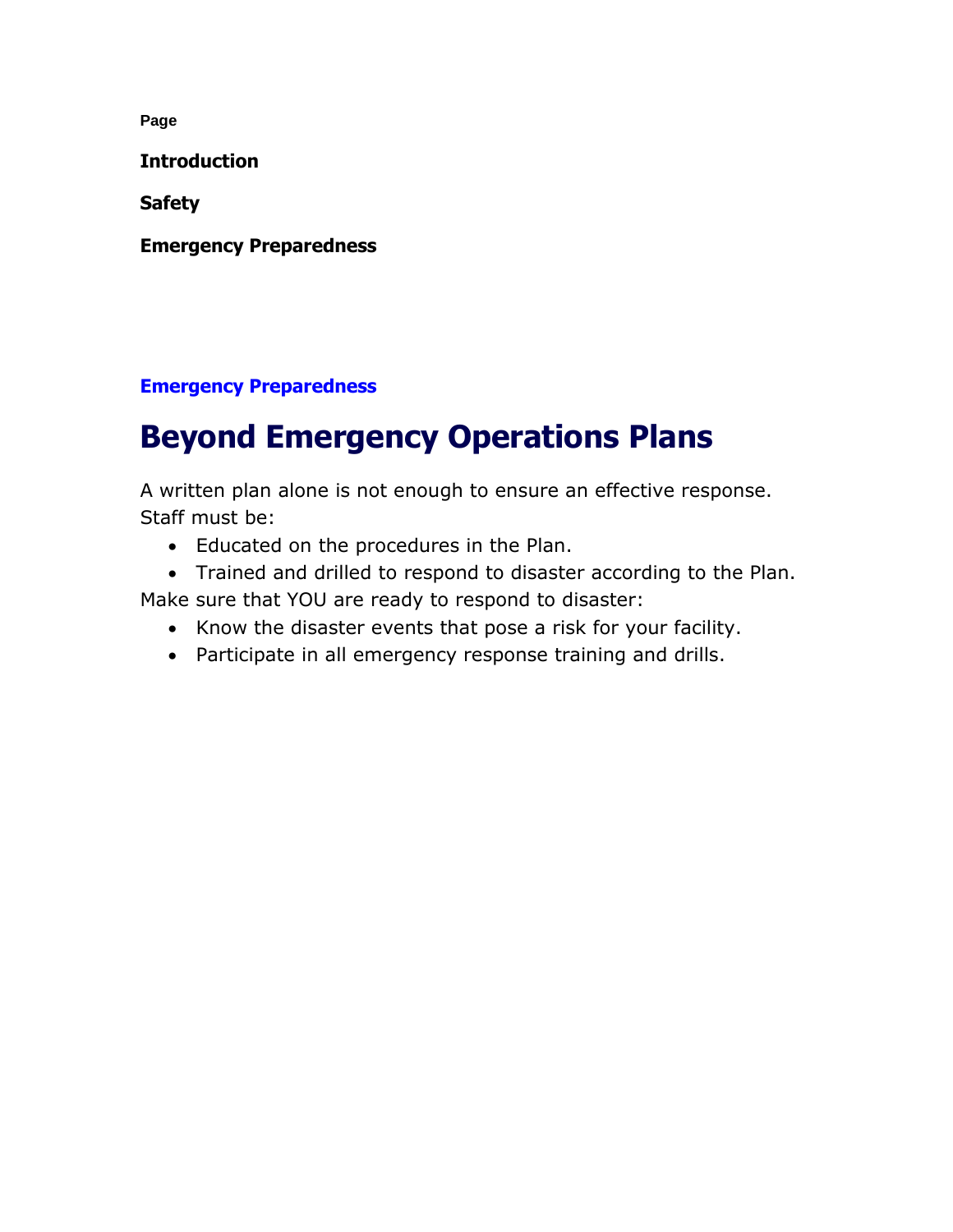**Page**

**Introduction**

**Safety**

**Emergency Preparedness**

**Emergency Preparedness**

# Beyond Emergency Operations Plans

A written plan alone is not enough to ensure an effective response. Staff must be:

- Educated on the procedures in the Plan.
- Trained and drilled to respond to disaster according to the Plan.

Make sure that YOU are ready to respond to disaster:

- Know the disaster events that pose a risk for your facility.
- Participate in all emergency response training and drills.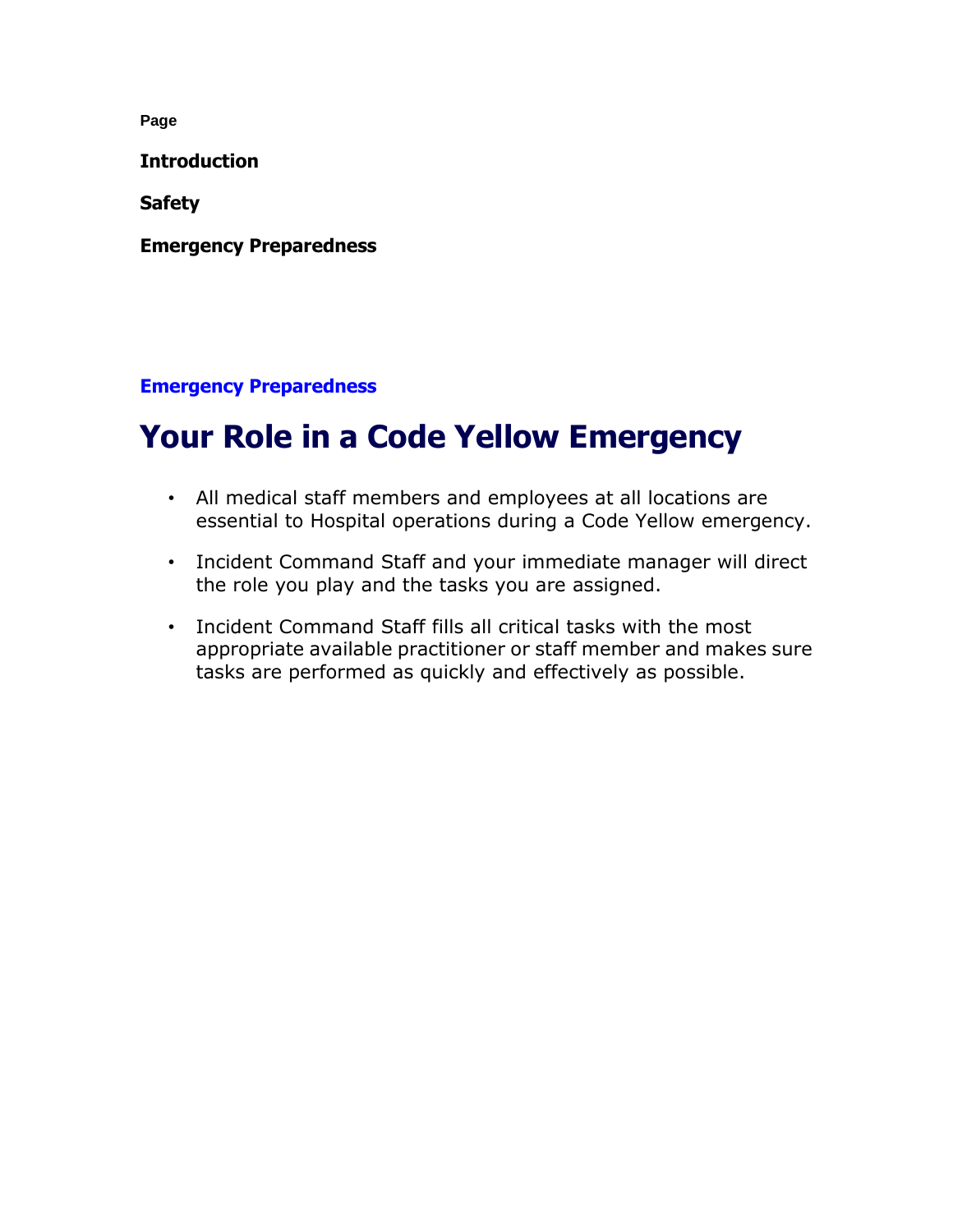Page

**Introduction**

**Safety**

**Emergency Preparedness**

**Emergency Preparedness**

# Your Role in a Code Yellow Emergency

- All medical staff members and employees at all locations are essential to Hospital operations during a Code Yellow emergency.
- Incident Command Staff and your immediate manager will direct the role you play and the tasks you are assigned.
- Incident Command Staff fills all critical tasks with the most appropriate available practitioner or staff member and makes sure tasks are performed as quickly and effectively as possible.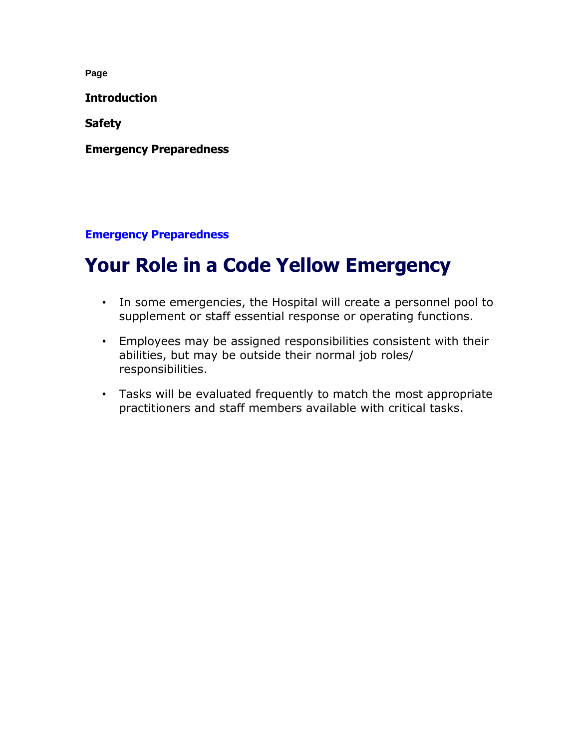Page

**Introduction**

**Safety**

**Emergency Preparedness**

**Emergency Preparedness**

# Your Role in a Code Yellow Emergency

- In some emergencies, the Hospital will create a personnel pool to supplement or staff essential response or operating functions.
- Employees may be assigned responsibilities consistent with their abilities, but may be outside their normal job roles/ responsibilities.
- Tasks will be evaluated frequently to match the most appropriate practitioners and staff members available with critical tasks.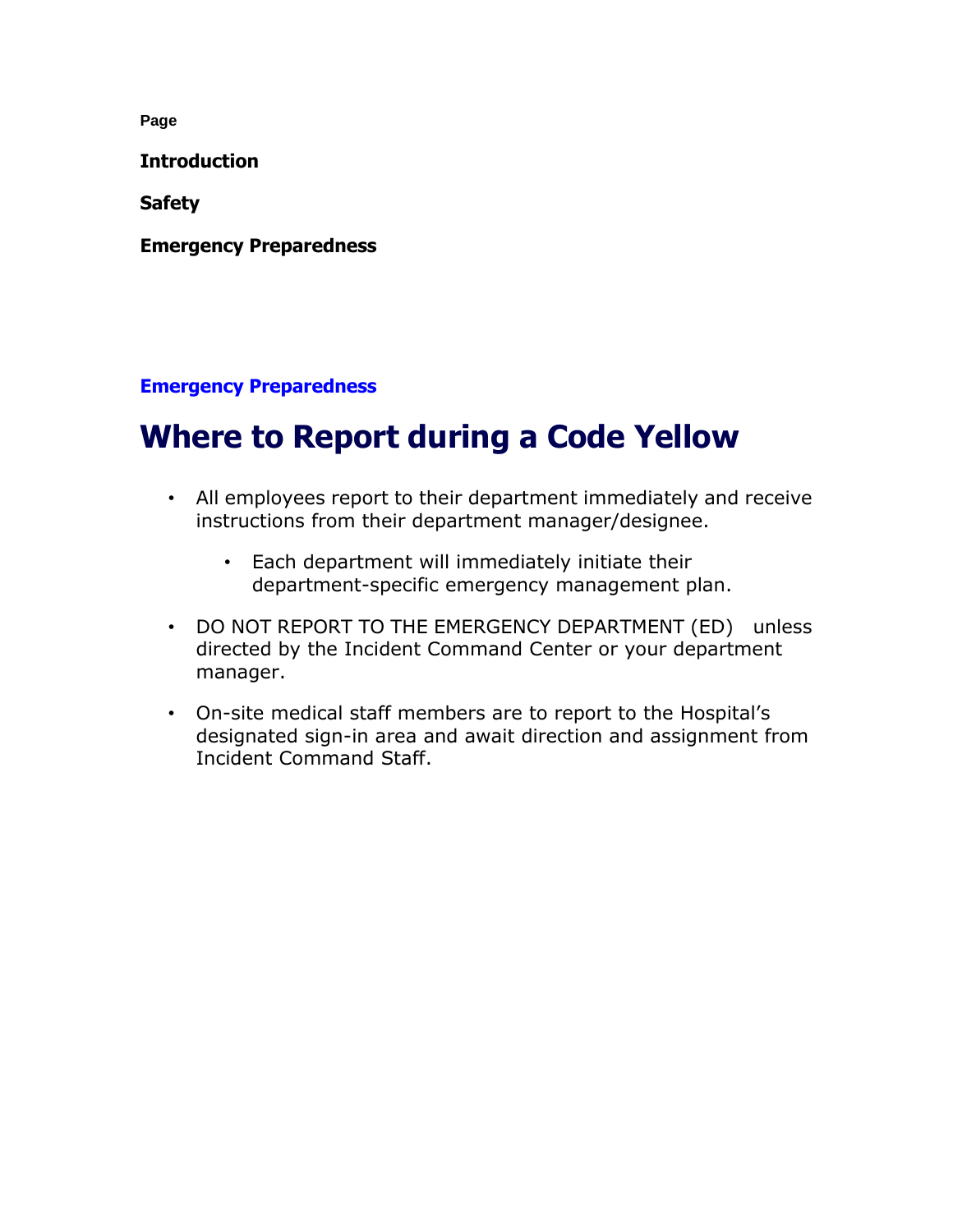**Page**

**Introduction**

**Safety**

**Emergency Preparedness**

**Emergency Preparedness**

# Where to Report during a Code Yellow

- All employees report to their department immediately and receive instructions from their department manager/designee.
  - Each department will immediately initiate their department-specific emergency management plan.
- DO NOT REPORT TO THE EMERGENCY DEPARTMENT (ED) unless directed by the Incident Command Center or your department manager.
- On-site medical staff members are to report to the Hospital's designated sign-in area and await direction and assignment from Incident Command Staff.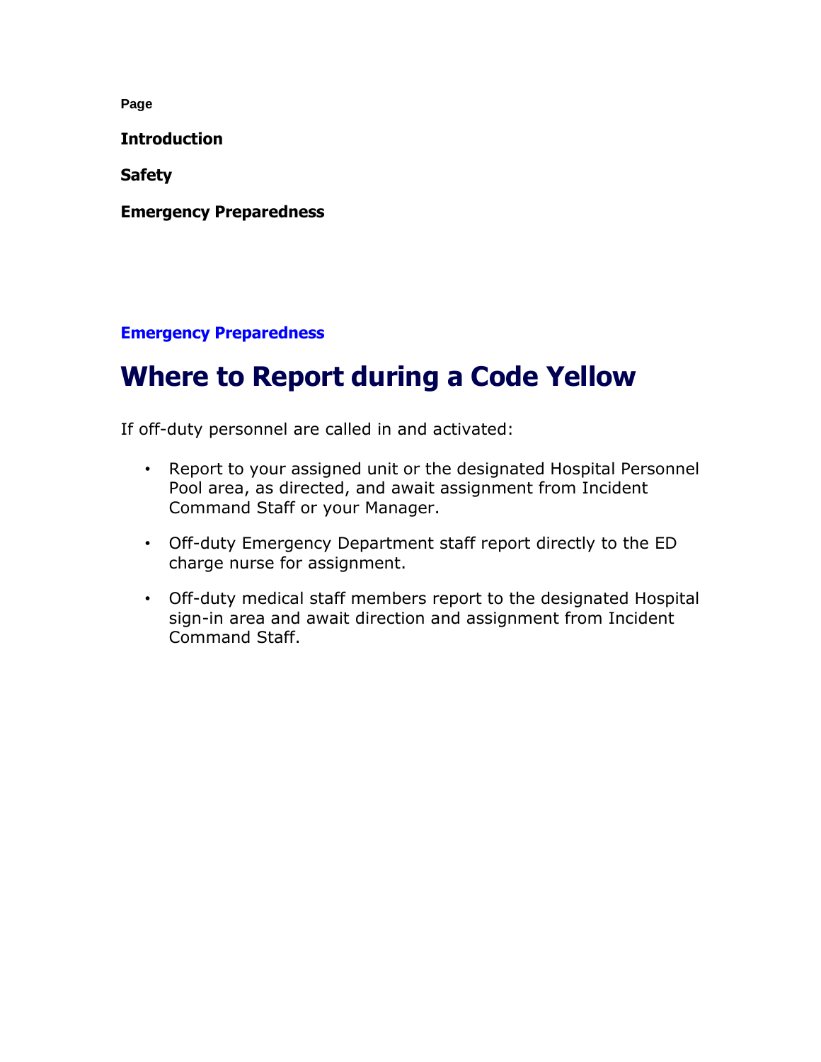Page

**Introduction**

**Safety**

**Emergency Preparedness**

**Emergency Preparedness**

# Where to Report during a Code Yellow

If off-duty personnel are called in and activated:

- Report to your assigned unit or the designated Hospital Personnel Pool area, as directed, and await assignment from Incident Command Staff or your Manager.
- Off-duty Emergency Department staff report directly to the ED charge nurse for assignment.
- Off-duty medical staff members report to the designated Hospital sign-in area and await direction and assignment from Incident Command Staff.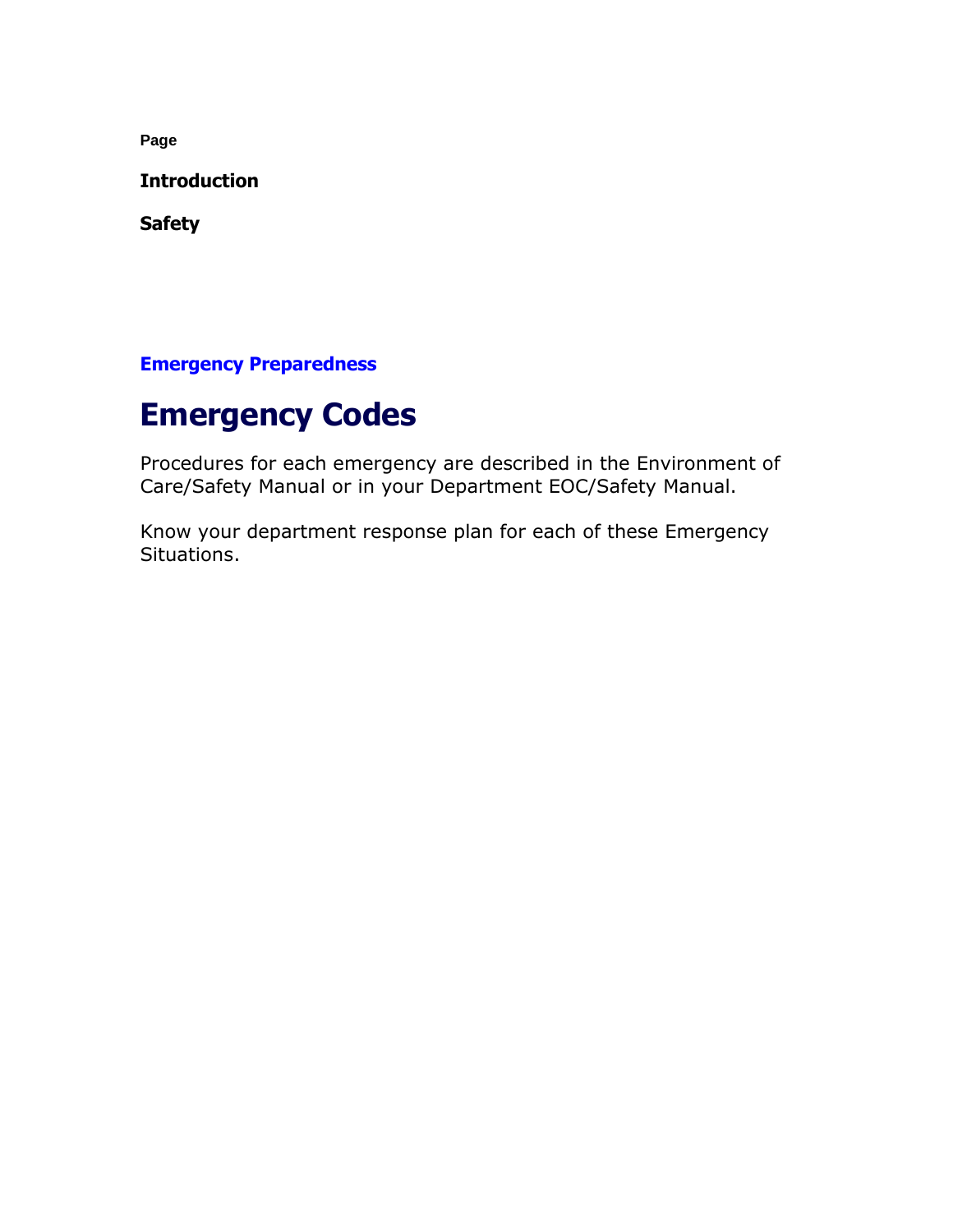Page

**Introduction**

**Safety**

**Emergency Preparedness**

# Emergency Codes

Procedures for each emergency are described in the Environment of Care/Safety Manual or in your Department EOC/Safety Manual.

Know your department response plan for each of these Emergency Situations.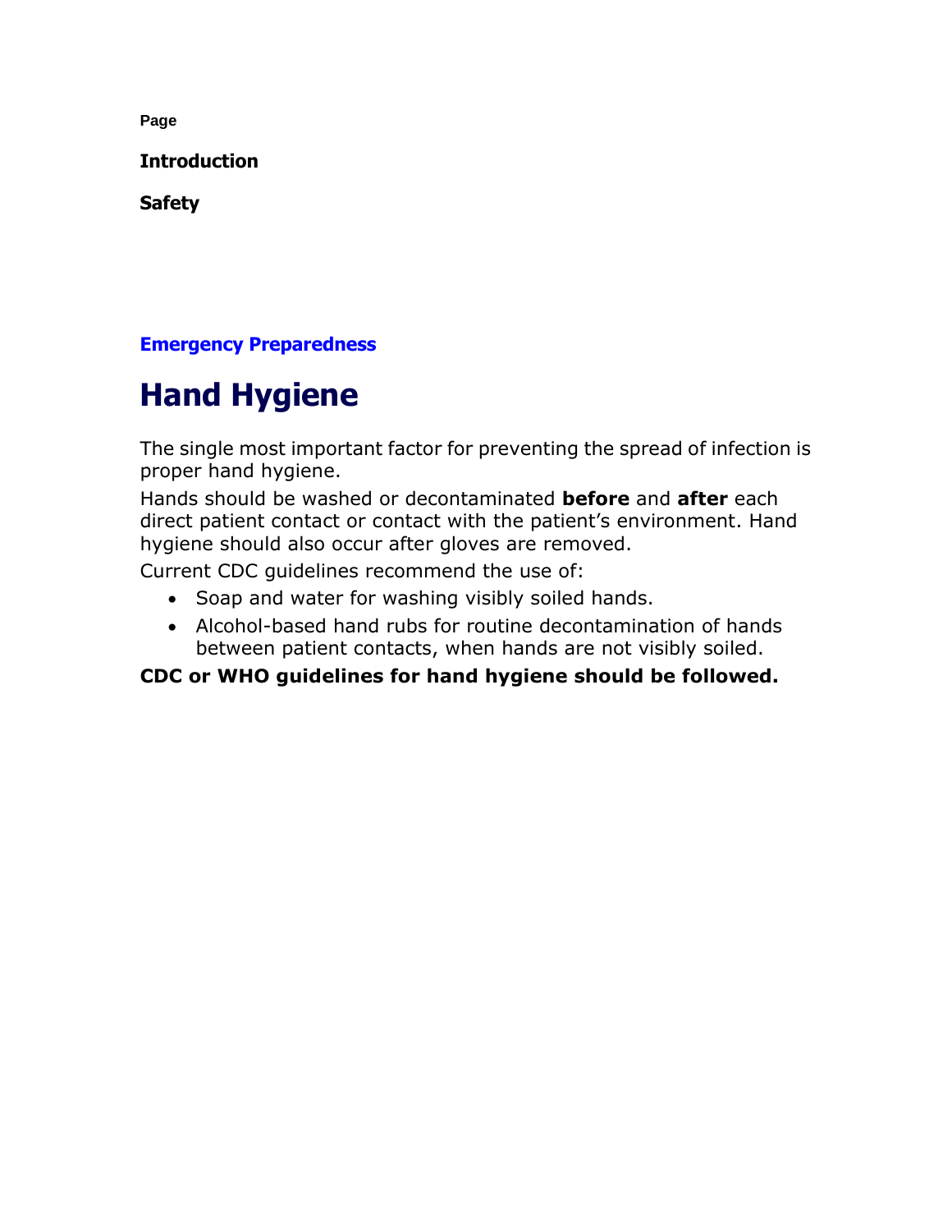**Page**

**Introduction**

**Safety**

**Emergency Preparedness**

# Hand Hygiene

The single most important factor for preventing the spread of infection is proper hand hygiene.

Hands should be washed or decontaminated **before** and **after** each direct patient contact or contact with the patient's environment. Hand hygiene should also occur after gloves are removed.

Current CDC guidelines recommend the use of:

- Soap and water for washing visibly soiled hands.
- Alcohol-based hand rubs for routine decontamination of hands between patient contacts, when hands are not visibly soiled.

**CDC or WHO guidelines for hand hygiene should be followed.**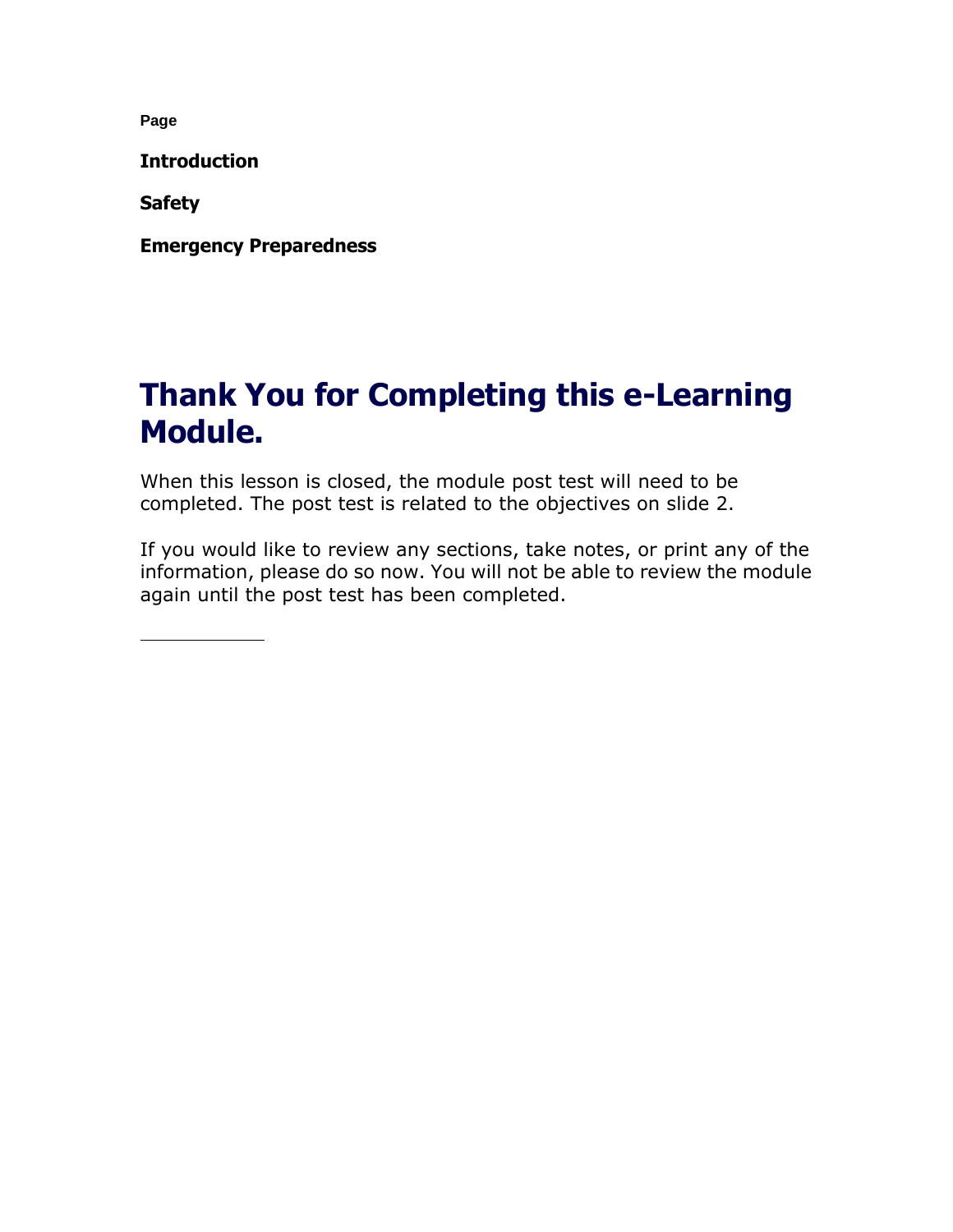**Page**

**Introduction**

**Safety**

**Emergency Preparedness**

# Thank You for Completing this e-Learning Module.

When this lesson is closed, the module post test will need to be completed. The post test is related to the objectives on slide 2.

If you would like to review any sections, take notes, or print any of the information, please do so now. You will not be able to review the module again until the post test has been completed.